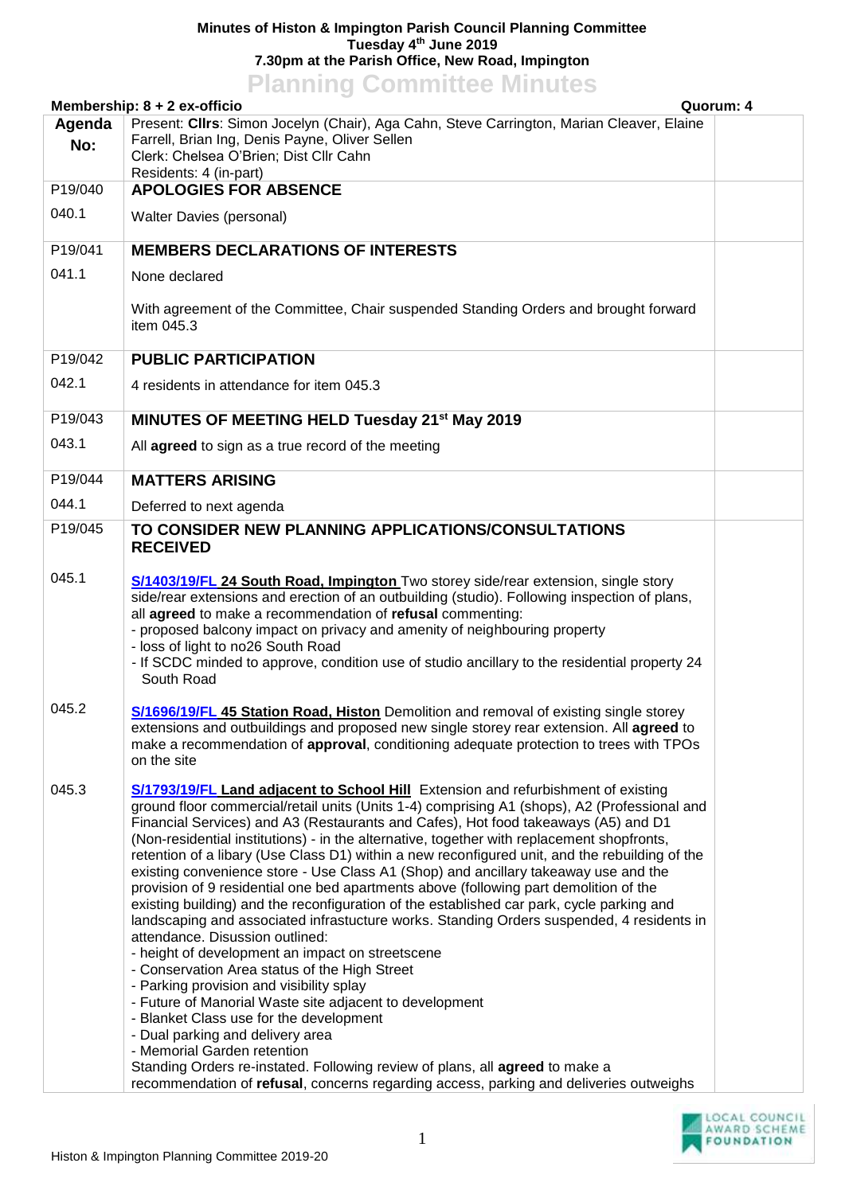**Minutes of Histon & Impington Parish Council Planning Committee**
**Tuesday 4th June 2019**
**7.30pm at the Parish Office, New Road, Impington**

# Planning Committee Minutes

**Membership: 8 + 2 ex-officio** **Quorum: 4**

| Agenda No: | Present: **Cllrs**: Simon Jocelyn (Chair), Aga Cahn, Steve Carrington, Marian Cleaver, Elaine Farrell, Brian Ing, Denis Payne, Oliver Sellen<br>Clerk: Chelsea O'Brien; Dist Cllr Cahn<br>Residents: 4 (in-part) | |
|---|---|---|
| P19/040 | **APOLOGIES FOR ABSENCE** | |
| 040.1 | Walter Davies (personal) | |
| P19/041 | **MEMBERS DECLARATIONS OF INTERESTS** | |
| 041.1 | None declared<br><br>With agreement of the Committee, Chair suspended Standing Orders and brought forward item 045.3 | |
| P19/042 | **PUBLIC PARTICIPATION** | |
| 042.1 | 4 residents in attendance for item 045.3 | |
| P19/043 | **MINUTES OF MEETING HELD Tuesday 21st May 2019** | |
| 043.1 | All **agreed** to sign as a true record of the meeting | |
| P19/044 | **MATTERS ARISING** | |
| 044.1 | Deferred to next agenda | |
| P19/045 | **TO CONSIDER NEW PLANNING APPLICATIONS/CONSULTATIONS RECEIVED** | |
| 045.1 | **S/1403/19/FL 24 South Road, Impington** Two storey side/rear extension, single story side/rear extensions and erection of an outbuilding (studio). Following inspection of plans, all **agreed** to make a recommendation of **refusal** commenting:<br>- proposed balcony impact on privacy and amenity of neighbouring property<br>- loss of light to no26 South Road<br>- If SCDC minded to approve, condition use of studio ancillary to the residential property 24 South Road | |
| 045.2 | **S/1696/19/FL 45 Station Road, Histon** Demolition and removal of existing single storey extensions and outbuildings and proposed new single storey rear extension. All **agreed** to make a recommendation of **approval**, conditioning adequate protection to trees with TPOs on the site | |
| 045.3 | **S/1793/19/FL Land adjacent to School Hill** Extension and refurbishment of existing ground floor commercial/retail units (Units 1-4) comprising A1 (shops), A2 (Professional and Financial Services) and A3 (Restaurants and Cafes), Hot food takeaways (A5) and D1 (Non-residential institutions) - in the alternative, together with replacement shopfronts, retention of a libary (Use Class D1) within a new reconfigured unit, and the rebuilding of the existing convenience store - Use Class A1 (Shop) and ancillary takeaway use and the provision of 9 residential one bed apartments above (following part demolition of the existing building) and the reconfiguration of the established car park, cycle parking and landscaping and associated infrastucture works. Standing Orders suspended, 4 residents in attendance. Disussion outlined:<br>- height of development an impact on streetscene<br>- Conservation Area status of the High Street<br>- Parking provision and visibility splay<br>- Future of Manorial Waste site adjacent to development<br>- Blanket Class use for the development<br>- Dual parking and delivery area<br>- Memorial Garden retention<br>Standing Orders re-instated. Following review of plans, all **agreed** to make a recommendation of **refusal**, concerns regarding access, parking and deliveries outweighs | |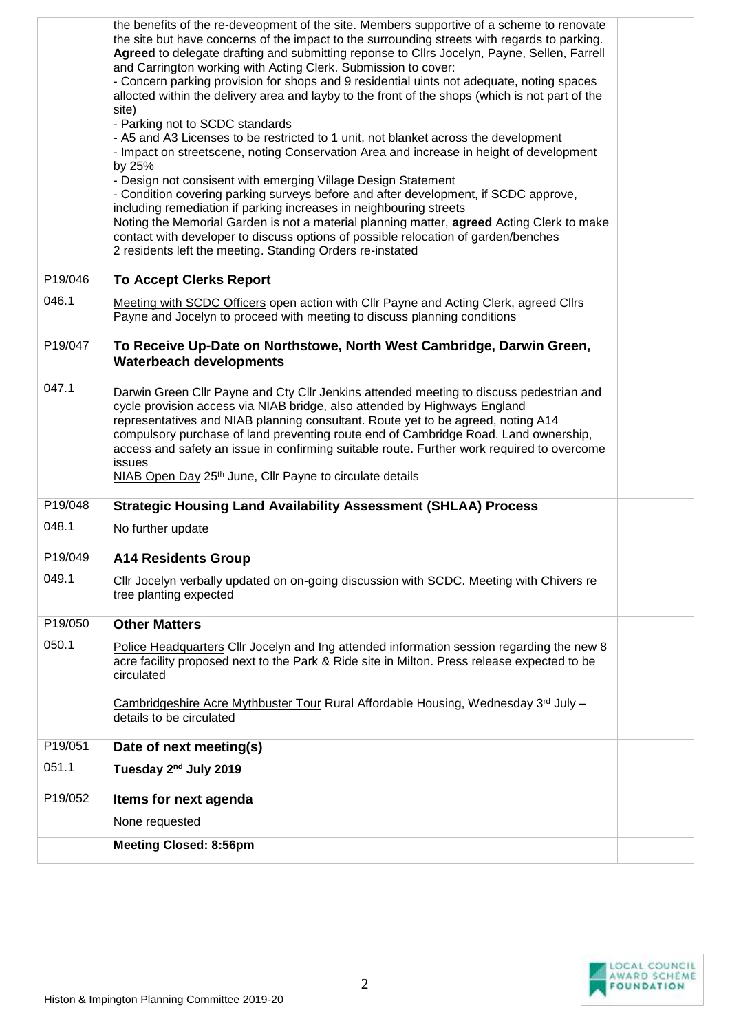| | | |
|---|---|---|
| | the benefits of the re-deveopment of the site. Members supportive of a scheme to renovate the site but have concerns of the impact to the surrounding streets with regards to parking. **Agreed** to delegate drafting and submitting reponse to Cllrs Jocelyn, Payne, Sellen, Farrell and Carrington working with Acting Clerk. Submission to cover:<br>- Concern parking provision for shops and 9 residential uints not adequate, noting spaces allocted within the delivery area and layby to the front of the shops (which is not part of the site)<br>- Parking not to SCDC standards<br>- A5 and A3 Licenses to be restricted to 1 unit, not blanket across the development<br>- Impact on streetscene, noting Conservation Area and increase in height of development by 25%<br>- Design not consisent with emerging Village Design Statement<br>- Condition covering parking surveys before and after development, if SCDC approve, including remediation if parking increases in neighbouring streets<br>Noting the Memorial Garden is not a material planning matter, **agreed** Acting Clerk to make contact with developer to discuss options of possible relocation of garden/benches<br>2 residents left the meeting. Standing Orders re-instated | |
| P19/046 | **To Accept Clerks Report** | |
| 046.1 | Meeting with SCDC Officers open action with Cllr Payne and Acting Clerk, agreed Cllrs Payne and Jocelyn to proceed with meeting to discuss planning conditions | |
| P19/047 | **To Receive Up-Date on Northstowe, North West Cambridge, Darwin Green, Waterbeach developments** | |
| 047.1 | Darwin Green Cllr Payne and Cty Cllr Jenkins attended meeting to discuss pedestrian and cycle provision access via NIAB bridge, also attended by Highways England representatives and NIAB planning consultant. Route yet to be agreed, noting A14 compulsory purchase of land preventing route end of Cambridge Road. Land ownership, access and safety an issue in confirming suitable route. Further work required to overcome issues<br>NIAB Open Day 25th June, Cllr Payne to circulate details | |
| P19/048 | **Strategic Housing Land Availability Assessment (SHLAA) Process** | |
| 048.1 | No further update | |
| P19/049 | **A14 Residents Group** | |
| 049.1 | Cllr Jocelyn verbally updated on on-going discussion with SCDC. Meeting with Chivers re tree planting expected | |
| P19/050 | **Other Matters** | |
| 050.1 | Police Headquarters Cllr Jocelyn and Ing attended information session regarding the new 8 acre facility proposed next to the Park & Ride site in Milton. Press release expected to be circulated<br><br>Cambridgeshire Acre Mythbuster Tour Rural Affordable Housing, Wednesday 3rd July – details to be circulated | |
| P19/051 | **Date of next meeting(s)** | |
| 051.1 | **Tuesday 2nd July 2019** | |
| P19/052 | **Items for next agenda** | |
| | None requested | |
| | **Meeting Closed: 8:56pm** | |